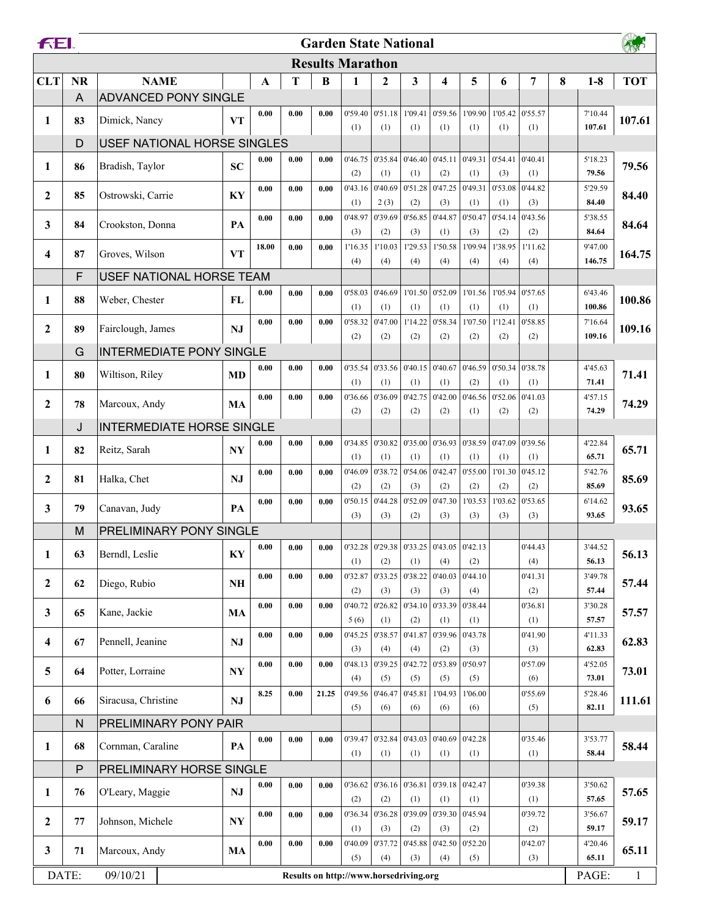# Garden State National

## Results Marathon

| CLT | NR | NAME | | A | T | B | 1 | 2 | 3 | 4 | 5 | 6 | 7 | 8 | 1-8 | TOT |
|---|---|---|---|---|---|---|---|---|---|---|---|---|---|---|---|---|
| | A | ADVANCED PONY SINGLE | | | | | | | | | | | | | | |
| 1 | 83 | Dimick, Nancy | VT | 0.00 | 0.00 | 0.00 | 0'59.40 (1) | 0'51.18 (1) | 1'09.41 (1) | 0'59.56 (1) | 1'09.90 (1) | 1'05.42 (1) | 0'55.57 (1) | | 7'10.44 107.61 | 107.61 |
| | D | USEF NATIONAL HORSE SINGLES | | | | | | | | | | | | | | |
| 1 | 86 | Bradish, Taylor | SC | 0.00 | 0.00 | 0.00 | 0'46.75 (2) | 0'35.84 (1) | 0'46.40 (1) | 0'45.11 (2) | 0'49.31 (1) | 0'54.41 (3) | 0'40.41 (1) | | 5'18.23 79.56 | 79.56 |
| 2 | 85 | Ostrowski, Carrie | KY | 0.00 | 0.00 | 0.00 | 0'43.16 (1) | 0'40.69 2 (3) | 0'51.28 (2) | 0'47.25 (3) | 0'49.31 (1) | 0'53.08 (1) | 0'44.82 (3) | | 5'29.59 84.40 | 84.40 |
| 3 | 84 | Crookston, Donna | PA | 0.00 | 0.00 | 0.00 | 0'48.97 (3) | 0'39.69 (2) | 0'56.85 (3) | 0'44.87 (1) | 0'50.47 (3) | 0'54.14 (2) | 0'43.56 (2) | | 5'38.55 84.64 | 84.64 |
| 4 | 87 | Groves, Wilson | VT | 18.00 | 0.00 | 0.00 | 1'16.35 (4) | 1'10.03 (4) | 1'29.53 (4) | 1'50.58 (4) | 1'09.94 (4) | 1'38.95 (4) | 1'11.62 (4) | | 9'47.00 146.75 | 164.75 |
| | F | USEF NATIONAL HORSE TEAM | | | | | | | | | | | | | | |
| 1 | 88 | Weber, Chester | FL | 0.00 | 0.00 | 0.00 | 0'58.03 (1) | 0'46.69 (1) | 1'01.50 (1) | 0'52.09 (1) | 1'01.56 (1) | 1'05.94 (1) | 0'57.65 (1) | | 6'43.46 100.86 | 100.86 |
| 2 | 89 | Fairclough, James | NJ | 0.00 | 0.00 | 0.00 | 0'58.32 (2) | 0'47.00 (2) | 1'14.22 (2) | 0'58.34 (2) | 1'07.50 (2) | 1'12.41 (2) | 0'58.85 (2) | | 7'16.64 109.16 | 109.16 |
| | G | INTERMEDIATE PONY SINGLE | | | | | | | | | | | | | | |
| 1 | 80 | Wiltison, Riley | MD | 0.00 | 0.00 | 0.00 | 0'35.54 (1) | 0'33.56 (1) | 0'40.15 (1) | 0'40.67 (1) | 0'46.59 (2) | 0'50.34 (1) | 0'38.78 (1) | | 4'45.63 71.41 | 71.41 |
| 2 | 78 | Marcoux, Andy | MA | 0.00 | 0.00 | 0.00 | 0'36.66 (2) | 0'36.09 (2) | 0'42.75 (2) | 0'42.00 (2) | 0'46.56 (1) | 0'52.06 (2) | 0'41.03 (2) | | 4'57.15 74.29 | 74.29 |
| | J | INTERMEDIATE HORSE SINGLE | | | | | | | | | | | | | | |
| 1 | 82 | Reitz, Sarah | NY | 0.00 | 0.00 | 0.00 | 0'34.85 (1) | 0'30.82 (1) | 0'35.00 (1) | 0'36.93 (1) | 0'38.59 (1) | 0'47.09 (1) | 0'39.56 (1) | | 4'22.84 65.71 | 65.71 |
| 2 | 81 | Halka, Chet | NJ | 0.00 | 0.00 | 0.00 | 0'46.09 (2) | 0'38.72 (2) | 0'54.06 (3) | 0'42.47 (2) | 0'55.00 (2) | 1'01.30 (2) | 0'45.12 (2) | | 5'42.76 85.69 | 85.69 |
| 3 | 79 | Canavan, Judy | PA | 0.00 | 0.00 | 0.00 | 0'50.15 (3) | 0'44.28 (3) | 0'52.09 (2) | 0'47.30 (3) | 1'03.53 (3) | 1'03.62 (3) | 0'53.65 (3) | | 6'14.62 93.65 | 93.65 |
| | M | PRELIMINARY PONY SINGLE | | | | | | | | | | | | | | |
| 1 | 63 | Berndl, Leslie | KY | 0.00 | 0.00 | 0.00 | 0'32.28 (1) | 0'29.38 (2) | 0'33.25 (1) | 0'43.05 (4) | 0'42.13 (2) | | 0'44.43 (4) | | 3'44.52 56.13 | 56.13 |
| 2 | 62 | Diego, Rubio | NH | 0.00 | 0.00 | 0.00 | 0'32.87 (2) | 0'33.25 (3) | 0'38.22 (3) | 0'40.03 (3) | 0'44.10 (4) | | 0'41.31 (2) | | 3'49.78 57.44 | 57.44 |
| 3 | 65 | Kane, Jackie | MA | 0.00 | 0.00 | 0.00 | 0'40.72 5 (6) | 0'26.82 (1) | 0'34.10 (2) | 0'33.39 (1) | 0'38.44 (1) | | 0'36.81 (1) | | 3'30.28 57.57 | 57.57 |
| 4 | 67 | Pennell, Jeanine | NJ | 0.00 | 0.00 | 0.00 | 0'45.25 (3) | 0'38.57 (4) | 0'41.87 (4) | 0'39.96 (2) | 0'43.78 (3) | | 0'41.90 (3) | | 4'11.33 62.83 | 62.83 |
| 5 | 64 | Potter, Lorraine | NY | 0.00 | 0.00 | 0.00 | 0'48.13 (4) | 0'39.25 (5) | 0'42.72 (5) | 0'53.89 (5) | 0'50.97 (5) | | 0'57.09 (6) | | 4'52.05 73.01 | 73.01 |
| 6 | 66 | Siracusa, Christine | NJ | 8.25 | 0.00 | 21.25 | 0'49.56 (5) | 0'46.47 (6) | 0'45.81 (6) | 1'04.93 (6) | 1'06.00 (6) | | 0'55.69 (5) | | 5'28.46 82.11 | 111.61 |
| | N | PRELIMINARY PONY PAIR | | | | | | | | | | | | | | |
| 1 | 68 | Cornman, Caraline | PA | 0.00 | 0.00 | 0.00 | 0'39.47 (1) | 0'32.84 (1) | 0'43.03 (1) | 0'40.69 (1) | 0'42.28 (1) | | 0'35.46 (1) | | 3'53.77 58.44 | 58.44 |
| | P | PRELIMINARY HORSE SINGLE | | | | | | | | | | | | | | |
| 1 | 76 | O'Leary, Maggie | NJ | 0.00 | 0.00 | 0.00 | 0'36.62 (2) | 0'36.16 (2) | 0'36.81 (1) | 0'39.18 (1) | 0'42.47 (1) | | 0'39.38 (1) | | 3'50.62 57.65 | 57.65 |
| 2 | 77 | Johnson, Michele | NY | 0.00 | 0.00 | 0.00 | 0'36.34 (1) | 0'36.28 (3) | 0'39.09 (2) | 0'39.30 (3) | 0'45.94 (2) | | 0'39.72 (2) | | 3'56.67 59.17 | 59.17 |
| 3 | 71 | Marcoux, Andy | MA | 0.00 | 0.00 | 0.00 | 0'40.09 (5) | 0'37.72 (4) | 0'45.88 (3) | 0'42.50 (4) | 0'52.20 (5) | | 0'42.07 (3) | | 4'20.46 65.11 | 65.11 |

DATE: 09/10/21 — Results on http://www.horsedriving.org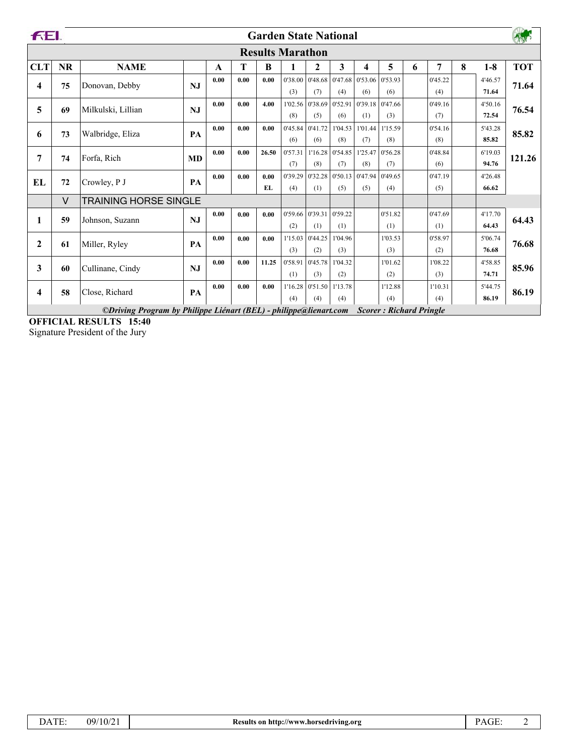# Garden State National

## Results Marathon

| CLT | NR | NAME | | A | T | B | 1 | 2 | 3 | 4 | 5 | 6 | 7 | 8 | 1-8 | TOT |
|---|---|---|---|---|---|---|---|---|---|---|---|---|---|---|---|---|
| 4 | 75 | Donovan, Debby | NJ | 0.00 | 0.00 | 0.00 | 0'38.00 (3) | 0'48.68 (7) | 0'47.68 (4) | 0'53.06 (6) | 0'53.93 (6) | | 0'45.22 (4) | | 4'46.57 71.64 | 71.64 |
| 5 | 69 | Milkulski, Lillian | NJ | 0.00 | 0.00 | 4.00 | 1'02.56 (8) | 0'38.69 (5) | 0'52.91 (6) | 0'39.18 (1) | 0'47.66 (3) | | 0'49.16 (7) | | 4'50.16 72.54 | 76.54 |
| 6 | 73 | Walbridge, Eliza | PA | 0.00 | 0.00 | 0.00 | 0'45.84 (6) | 0'41.72 (6) | 1'04.53 (8) | 1'01.44 (7) | 1'15.59 (8) | | 0'54.16 (8) | | 5'43.28 85.82 | 85.82 |
| 7 | 74 | Forfa, Rich | MD | 0.00 | 0.00 | 26.50 | 0'57.31 (7) | 1'16.28 (8) | 0'54.85 (7) | 1'25.47 (8) | 0'56.28 (7) | | 0'48.84 (6) | | 6'19.03 94.76 | 121.26 |
| EL | 72 | Crowley, P J | PA | 0.00 | 0.00 | 0.00 EL | 0'39.29 (4) | 0'32.28 (1) | 0'50.13 (5) | 0'47.94 (5) | 0'49.65 (4) | | 0'47.19 (5) | | 4'26.48 66.62 | |
| | V | TRAINING HORSE SINGLE | | | | | | | | | | | | | | |
| 1 | 59 | Johnson, Suzann | NJ | 0.00 | 0.00 | 0.00 | 0'59.66 (2) | 0'39.31 (1) | 0'59.22 (1) | | 0'51.82 (1) | | 0'47.69 (1) | | 4'17.70 64.43 | 64.43 |
| 2 | 61 | Miller, Ryley | PA | 0.00 | 0.00 | 0.00 | 1'15.03 (3) | 0'44.25 (2) | 1'04.96 (3) | | 1'03.53 (3) | | 0'58.97 (2) | | 5'06.74 76.68 | 76.68 |
| 3 | 60 | Cullinane, Cindy | NJ | 0.00 | 0.00 | 11.25 | 0'58.91 (1) | 0'45.78 (3) | 1'04.32 (2) | | 1'01.62 (2) | | 1'08.22 (3) | | 4'58.85 74.71 | 85.96 |
| 4 | 58 | Close, Richard | PA | 0.00 | 0.00 | 0.00 | 1'16.28 (4) | 0'51.50 (4) | 1'13.78 (4) | | 1'12.88 (4) | | 1'10.31 (4) | | 5'44.75 86.19 | 86.19 |

*©Driving Program by Philippe Liénart (BEL) - philippe@lienart.com Scorer : Richard Pringle*

**OFFICIAL RESULTS 15:40**

Signature President of the Jury

DATE: 09/10/21 — Results on http://www.horsedriving.org